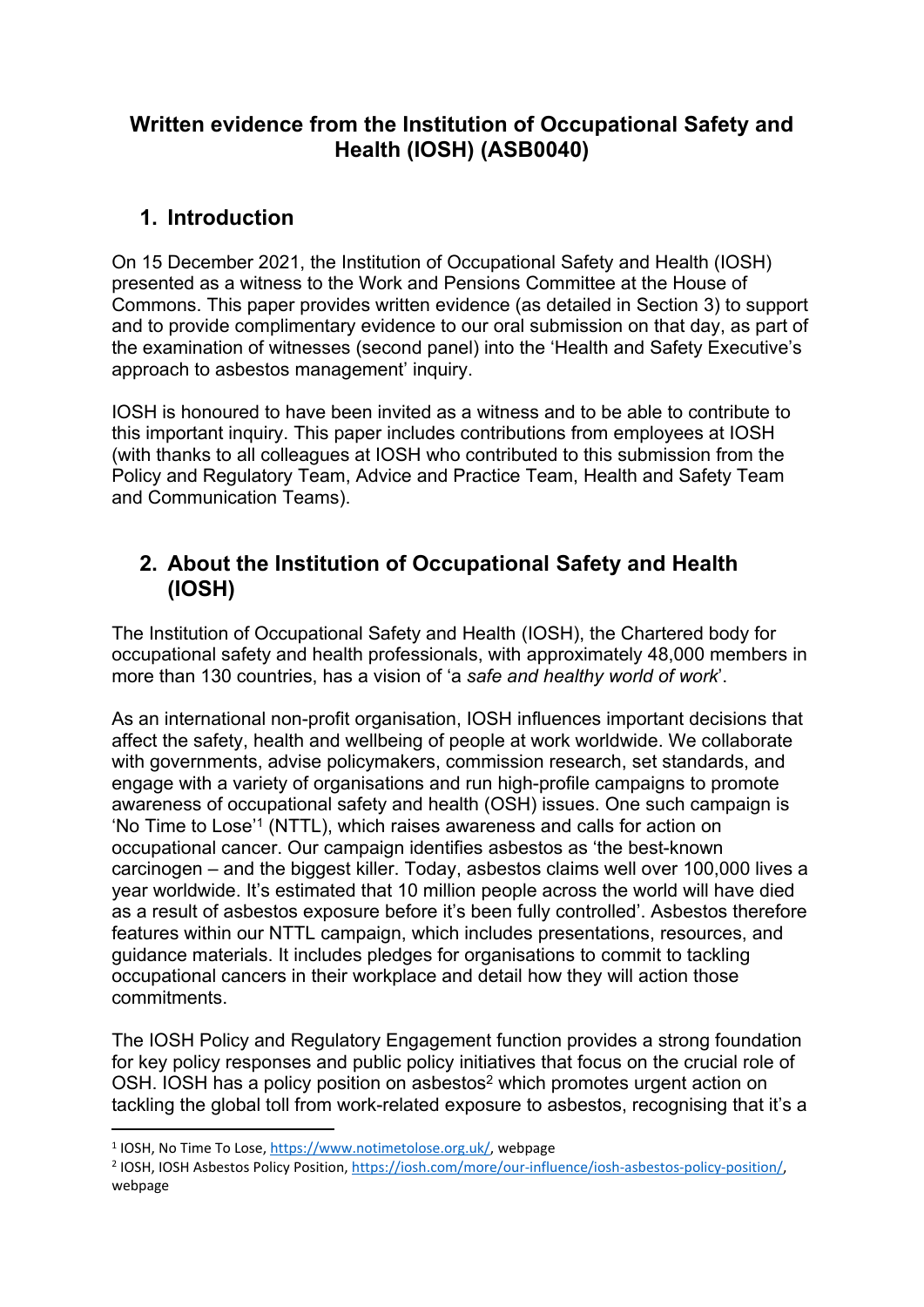# Written evidence from the Institution of Occupational Safety and Health (IOSH) (ASB0040)

## 1. Introduction

On 15 December 2021, the Institution of Occupational Safety and Health (IOSH) presented as a witness to the Work and Pensions Committee at the House of Commons. This paper provides written evidence (as detailed in Section 3) to support and to provide complimentary evidence to our oral submission on that day, as part of the examination of witnesses (second panel) into the 'Health and Safety Executive's approach to asbestos management' inquiry.

IOSH is honoured to have been invited as a witness and to be able to contribute to this important inquiry. This paper includes contributions from employees at IOSH (with thanks to all colleagues at IOSH who contributed to this submission from the Policy and Regulatory Team, Advice and Practice Team, Health and Safety Team and Communication Teams).

## 2. About the Institution of Occupational Safety and Health (IOSH)

The Institution of Occupational Safety and Health (IOSH), the Chartered body for occupational safety and health professionals, with approximately 48,000 members in more than 130 countries, has a vision of 'a *safe and healthy world of work*'.

As an international non-profit organisation, IOSH influences important decisions that affect the safety, health and wellbeing of people at work worldwide. We collaborate with governments, advise policymakers, commission research, set standards, and engage with a variety of organisations and run high-profile campaigns to promote awareness of occupational safety and health (OSH) issues. One such campaign is 'No Time to Lose'[1] (NTTL), which raises awareness and calls for action on occupational cancer. Our campaign identifies asbestos as 'the best-known carcinogen – and the biggest killer. Today, asbestos claims well over 100,000 lives a year worldwide. It's estimated that 10 million people across the world will have died as a result of asbestos exposure before it's been fully controlled'. Asbestos therefore features within our NTTL campaign, which includes presentations, resources, and guidance materials. It includes pledges for organisations to commit to tackling occupational cancers in their workplace and detail how they will action those commitments.

The IOSH Policy and Regulatory Engagement function provides a strong foundation for key policy responses and public policy initiatives that focus on the crucial role of OSH. IOSH has a policy position on asbestos[2] which promotes urgent action on tackling the global toll from work-related exposure to asbestos, recognising that it's a

---

[1] IOSH, No Time To Lose, https://www.notimetolose.org.uk/, webpage

[2] IOSH, IOSH Asbestos Policy Position, https://iosh.com/more/our-influence/iosh-asbestos-policy-position/, webpage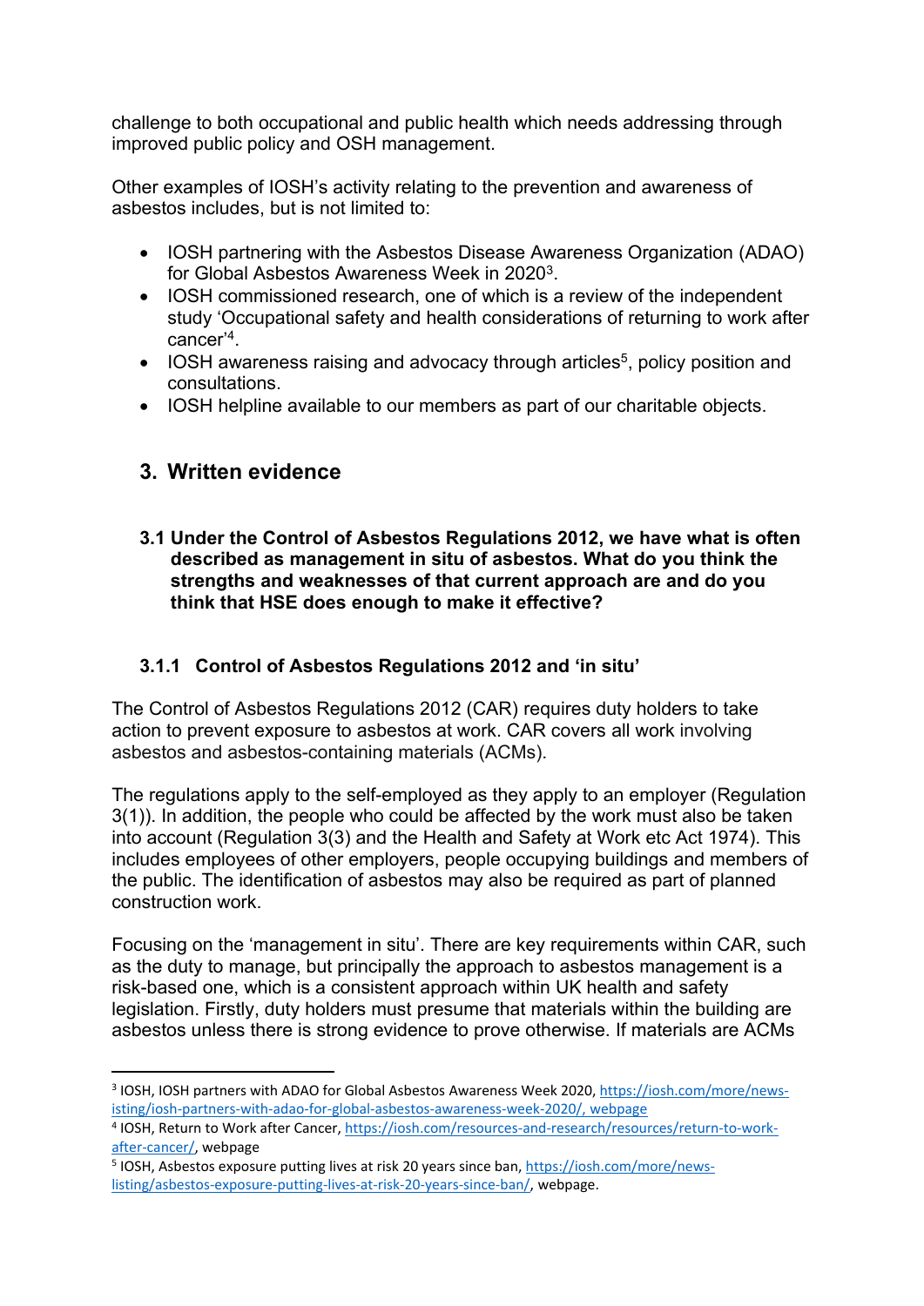challenge to both occupational and public health which needs addressing through improved public policy and OSH management.

Other examples of IOSH's activity relating to the prevention and awareness of asbestos includes, but is not limited to:

- IOSH partnering with the Asbestos Disease Awareness Organization (ADAO) for Global Asbestos Awareness Week in 2020[3].
- IOSH commissioned research, one of which is a review of the independent study 'Occupational safety and health considerations of returning to work after cancer'[4].
- IOSH awareness raising and advocacy through articles[5], policy position and consultations.
- IOSH helpline available to our members as part of our charitable objects.

## 3. Written evidence

### 3.1 Under the Control of Asbestos Regulations 2012, we have what is often described as management in situ of asbestos. What do you think the strengths and weaknesses of that current approach are and do you think that HSE does enough to make it effective?

#### 3.1.1 Control of Asbestos Regulations 2012 and 'in situ'

The Control of Asbestos Regulations 2012 (CAR) requires duty holders to take action to prevent exposure to asbestos at work. CAR covers all work involving asbestos and asbestos-containing materials (ACMs).

The regulations apply to the self-employed as they apply to an employer (Regulation 3(1)). In addition, the people who could be affected by the work must also be taken into account (Regulation 3(3) and the Health and Safety at Work etc Act 1974). This includes employees of other employers, people occupying buildings and members of the public. The identification of asbestos may also be required as part of planned construction work.

Focusing on the 'management in situ'. There are key requirements within CAR, such as the duty to manage, but principally the approach to asbestos management is a risk-based one, which is a consistent approach within UK health and safety legislation. Firstly, duty holders must presume that materials within the building are asbestos unless there is strong evidence to prove otherwise. If materials are ACMs

---

[3] IOSH, IOSH partners with ADAO for Global Asbestos Awareness Week 2020, https://iosh.com/more/news-isting/iosh-partners-with-adao-for-global-asbestos-awareness-week-2020/, webpage

[4] IOSH, Return to Work after Cancer, https://iosh.com/resources-and-research/resources/return-to-work-after-cancer/, webpage

[5] IOSH, Asbestos exposure putting lives at risk 20 years since ban, https://iosh.com/more/news-listing/asbestos-exposure-putting-lives-at-risk-20-years-since-ban/, webpage.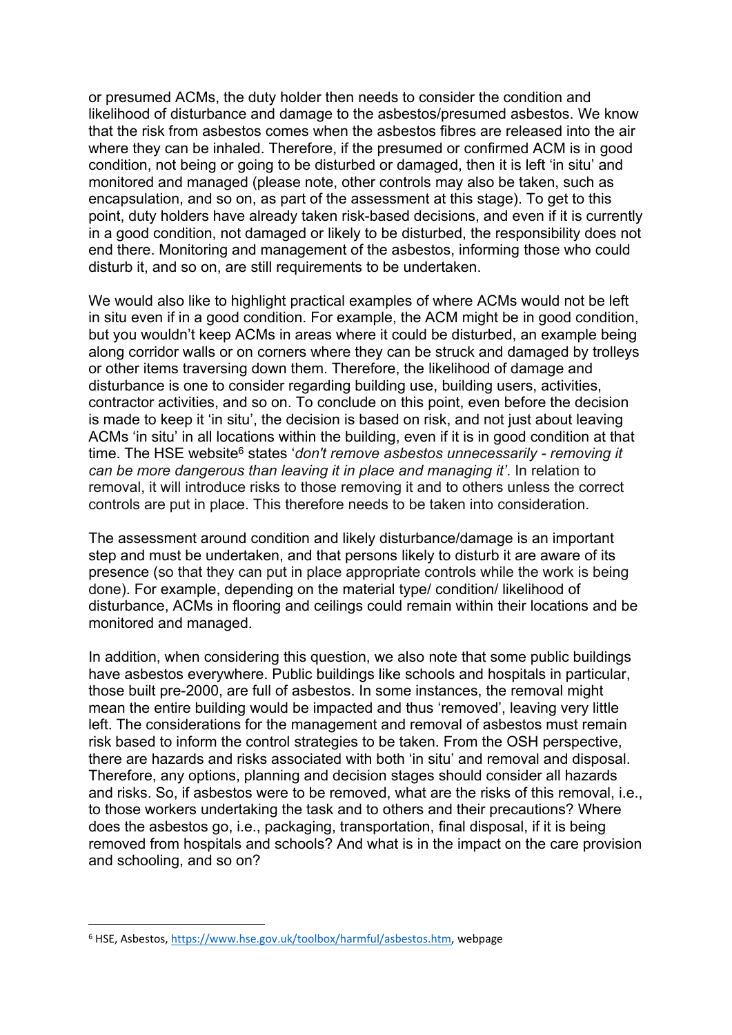or presumed ACMs, the duty holder then needs to consider the condition and likelihood of disturbance and damage to the asbestos/presumed asbestos. We know that the risk from asbestos comes when the asbestos fibres are released into the air where they can be inhaled. Therefore, if the presumed or confirmed ACM is in good condition, not being or going to be disturbed or damaged, then it is left 'in situ' and monitored and managed (please note, other controls may also be taken, such as encapsulation, and so on, as part of the assessment at this stage). To get to this point, duty holders have already taken risk-based decisions, and even if it is currently in a good condition, not damaged or likely to be disturbed, the responsibility does not end there. Monitoring and management of the asbestos, informing those who could disturb it, and so on, are still requirements to be undertaken.

We would also like to highlight practical examples of where ACMs would not be left in situ even if in a good condition. For example, the ACM might be in good condition, but you wouldn't keep ACMs in areas where it could be disturbed, an example being along corridor walls or on corners where they can be struck and damaged by trolleys or other items traversing down them. Therefore, the likelihood of damage and disturbance is one to consider regarding building use, building users, activities, contractor activities, and so on. To conclude on this point, even before the decision is made to keep it 'in situ', the decision is based on risk, and not just about leaving ACMs 'in situ' in all locations within the building, even if it is in good condition at that time. The HSE website[6] states '*don't remove asbestos unnecessarily - removing it can be more dangerous than leaving it in place and managing it'*. In relation to removal, it will introduce risks to those removing it and to others unless the correct controls are put in place. This therefore needs to be taken into consideration.

The assessment around condition and likely disturbance/damage is an important step and must be undertaken, and that persons likely to disturb it are aware of its presence (so that they can put in place appropriate controls while the work is being done). For example, depending on the material type/ condition/ likelihood of disturbance, ACMs in flooring and ceilings could remain within their locations and be monitored and managed.

In addition, when considering this question, we also note that some public buildings have asbestos everywhere. Public buildings like schools and hospitals in particular, those built pre-2000, are full of asbestos. In some instances, the removal might mean the entire building would be impacted and thus 'removed', leaving very little left. The considerations for the management and removal of asbestos must remain risk based to inform the control strategies to be taken. From the OSH perspective, there are hazards and risks associated with both 'in situ' and removal and disposal. Therefore, any options, planning and decision stages should consider all hazards and risks. So, if asbestos were to be removed, what are the risks of this removal, i.e., to those workers undertaking the task and to others and their precautions? Where does the asbestos go, i.e., packaging, transportation, final disposal, if it is being removed from hospitals and schools? And what is in the impact on the care provision and schooling, and so on?

---

[6] HSE, Asbestos, https://www.hse.gov.uk/toolbox/harmful/asbestos.htm, webpage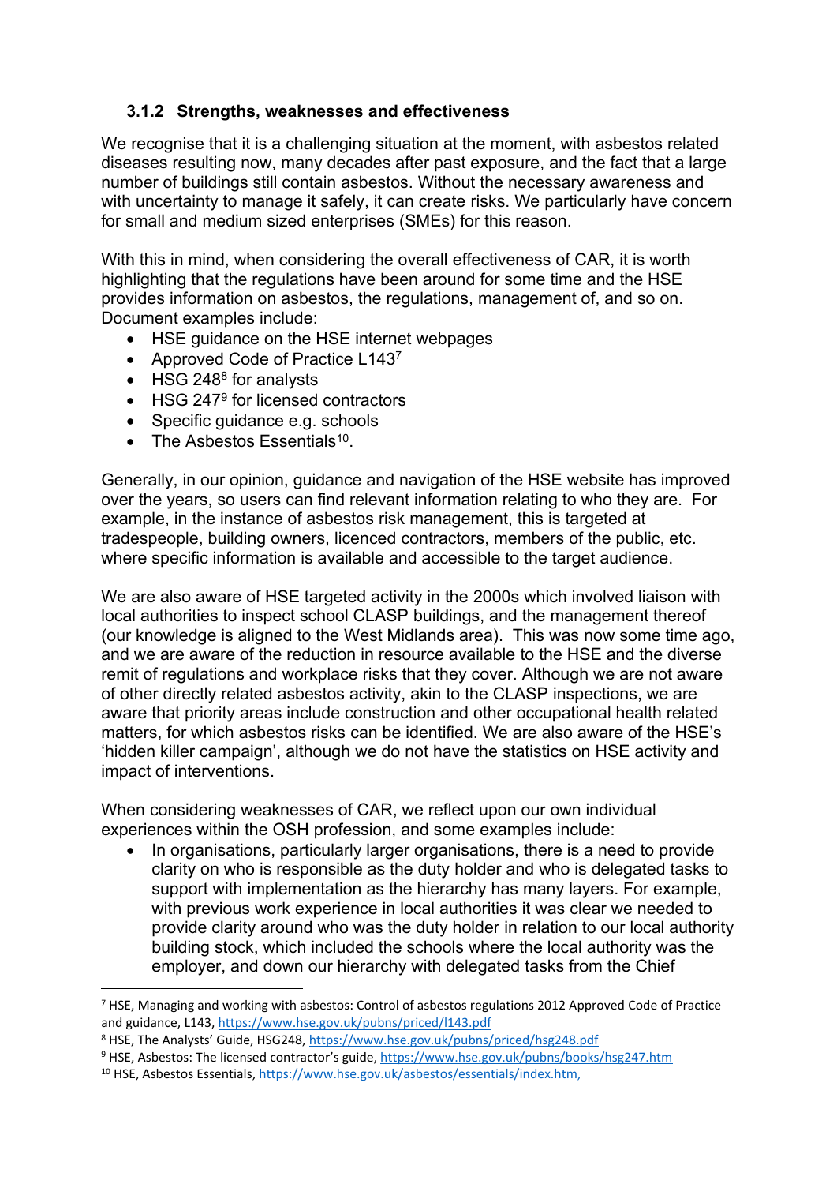### 3.1.2 Strengths, weaknesses and effectiveness

We recognise that it is a challenging situation at the moment, with asbestos related diseases resulting now, many decades after past exposure, and the fact that a large number of buildings still contain asbestos. Without the necessary awareness and with uncertainty to manage it safely, it can create risks. We particularly have concern for small and medium sized enterprises (SMEs) for this reason.

With this in mind, when considering the overall effectiveness of CAR, it is worth highlighting that the regulations have been around for some time and the HSE provides information on asbestos, the regulations, management of, and so on. Document examples include:

- HSE guidance on the HSE internet webpages
- Approved Code of Practice L143[7]
- HSG 248[8] for analysts
- HSG 247[9] for licensed contractors
- Specific guidance e.g. schools
- The Asbestos Essentials[10].

Generally, in our opinion, guidance and navigation of the HSE website has improved over the years, so users can find relevant information relating to who they are. For example, in the instance of asbestos risk management, this is targeted at tradespeople, building owners, licenced contractors, members of the public, etc. where specific information is available and accessible to the target audience.

We are also aware of HSE targeted activity in the 2000s which involved liaison with local authorities to inspect school CLASP buildings, and the management thereof (our knowledge is aligned to the West Midlands area). This was now some time ago, and we are aware of the reduction in resource available to the HSE and the diverse remit of regulations and workplace risks that they cover. Although we are not aware of other directly related asbestos activity, akin to the CLASP inspections, we are aware that priority areas include construction and other occupational health related matters, for which asbestos risks can be identified. We are also aware of the HSE's 'hidden killer campaign', although we do not have the statistics on HSE activity and impact of interventions.

When considering weaknesses of CAR, we reflect upon our own individual experiences within the OSH profession, and some examples include:

- In organisations, particularly larger organisations, there is a need to provide clarity on who is responsible as the duty holder and who is delegated tasks to support with implementation as the hierarchy has many layers. For example, with previous work experience in local authorities it was clear we needed to provide clarity around who was the duty holder in relation to our local authority building stock, which included the schools where the local authority was the employer, and down our hierarchy with delegated tasks from the Chief

---

[7] HSE, Managing and working with asbestos: Control of asbestos regulations 2012 Approved Code of Practice and guidance, L143, https://www.hse.gov.uk/pubns/priced/l143.pdf

[8] HSE, The Analysts' Guide, HSG248, https://www.hse.gov.uk/pubns/priced/hsg248.pdf

[9] HSE, Asbestos: The licensed contractor's guide, https://www.hse.gov.uk/pubns/books/hsg247.htm

[10] HSE, Asbestos Essentials, https://www.hse.gov.uk/asbestos/essentials/index.htm,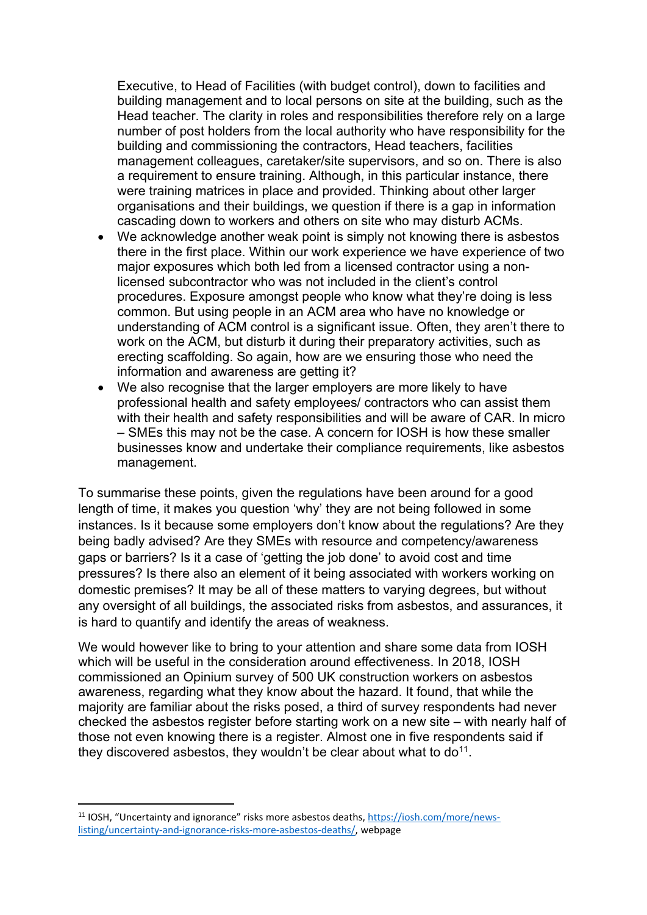Executive, to Head of Facilities (with budget control), down to facilities and building management and to local persons on site at the building, such as the Head teacher. The clarity in roles and responsibilities therefore rely on a large number of post holders from the local authority who have responsibility for the building and commissioning the contractors, Head teachers, facilities management colleagues, caretaker/site supervisors, and so on. There is also a requirement to ensure training. Although, in this particular instance, there were training matrices in place and provided. Thinking about other larger organisations and their buildings, we question if there is a gap in information cascading down to workers and others on site who may disturb ACMs.

- We acknowledge another weak point is simply not knowing there is asbestos there in the first place. Within our work experience we have experience of two major exposures which both led from a licensed contractor using a non-licensed subcontractor who was not included in the client's control procedures. Exposure amongst people who know what they're doing is less common. But using people in an ACM area who have no knowledge or understanding of ACM control is a significant issue. Often, they aren't there to work on the ACM, but disturb it during their preparatory activities, such as erecting scaffolding. So again, how are we ensuring those who need the information and awareness are getting it?
- We also recognise that the larger employers are more likely to have professional health and safety employees/ contractors who can assist them with their health and safety responsibilities and will be aware of CAR. In micro – SMEs this may not be the case. A concern for IOSH is how these smaller businesses know and undertake their compliance requirements, like asbestos management.

To summarise these points, given the regulations have been around for a good length of time, it makes you question 'why' they are not being followed in some instances. Is it because some employers don't know about the regulations? Are they being badly advised? Are they SMEs with resource and competency/awareness gaps or barriers? Is it a case of 'getting the job done' to avoid cost and time pressures? Is there also an element of it being associated with workers working on domestic premises? It may be all of these matters to varying degrees, but without any oversight of all buildings, the associated risks from asbestos, and assurances, it is hard to quantify and identify the areas of weakness.

We would however like to bring to your attention and share some data from IOSH which will be useful in the consideration around effectiveness. In 2018, IOSH commissioned an Opinium survey of 500 UK construction workers on asbestos awareness, regarding what they know about the hazard. It found, that while the majority are familiar about the risks posed, a third of survey respondents had never checked the asbestos register before starting work on a new site – with nearly half of those not even knowing there is a register. Almost one in five respondents said if they discovered asbestos, they wouldn't be clear about what to do[11].

[11] IOSH, "Uncertainty and ignorance" risks more asbestos deaths, https://iosh.com/more/news-listing/uncertainty-and-ignorance-risks-more-asbestos-deaths/, webpage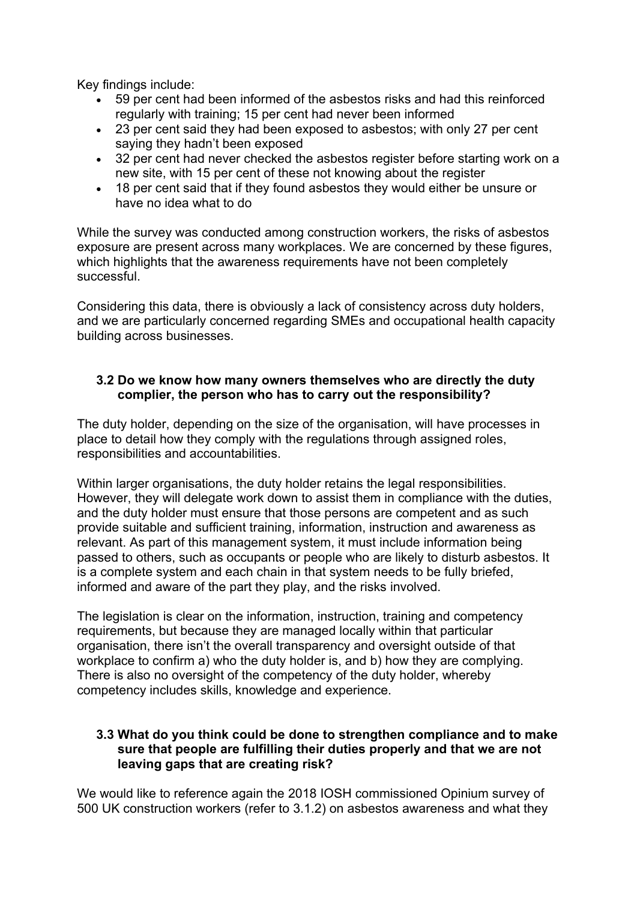Key findings include:

- 59 per cent had been informed of the asbestos risks and had this reinforced regularly with training; 15 per cent had never been informed
- 23 per cent said they had been exposed to asbestos; with only 27 per cent saying they hadn't been exposed
- 32 per cent had never checked the asbestos register before starting work on a new site, with 15 per cent of these not knowing about the register
- 18 per cent said that if they found asbestos they would either be unsure or have no idea what to do

While the survey was conducted among construction workers, the risks of asbestos exposure are present across many workplaces. We are concerned by these figures, which highlights that the awareness requirements have not been completely successful.

Considering this data, there is obviously a lack of consistency across duty holders, and we are particularly concerned regarding SMEs and occupational health capacity building across businesses.

### 3.2 Do we know how many owners themselves who are directly the duty complier, the person who has to carry out the responsibility?

The duty holder, depending on the size of the organisation, will have processes in place to detail how they comply with the regulations through assigned roles, responsibilities and accountabilities.

Within larger organisations, the duty holder retains the legal responsibilities. However, they will delegate work down to assist them in compliance with the duties, and the duty holder must ensure that those persons are competent and as such provide suitable and sufficient training, information, instruction and awareness as relevant. As part of this management system, it must include information being passed to others, such as occupants or people who are likely to disturb asbestos. It is a complete system and each chain in that system needs to be fully briefed, informed and aware of the part they play, and the risks involved.

The legislation is clear on the information, instruction, training and competency requirements, but because they are managed locally within that particular organisation, there isn't the overall transparency and oversight outside of that workplace to confirm a) who the duty holder is, and b) how they are complying. There is also no oversight of the competency of the duty holder, whereby competency includes skills, knowledge and experience.

### 3.3 What do you think could be done to strengthen compliance and to make sure that people are fulfilling their duties properly and that we are not leaving gaps that are creating risk?

We would like to reference again the 2018 IOSH commissioned Opinium survey of 500 UK construction workers (refer to 3.1.2) on asbestos awareness and what they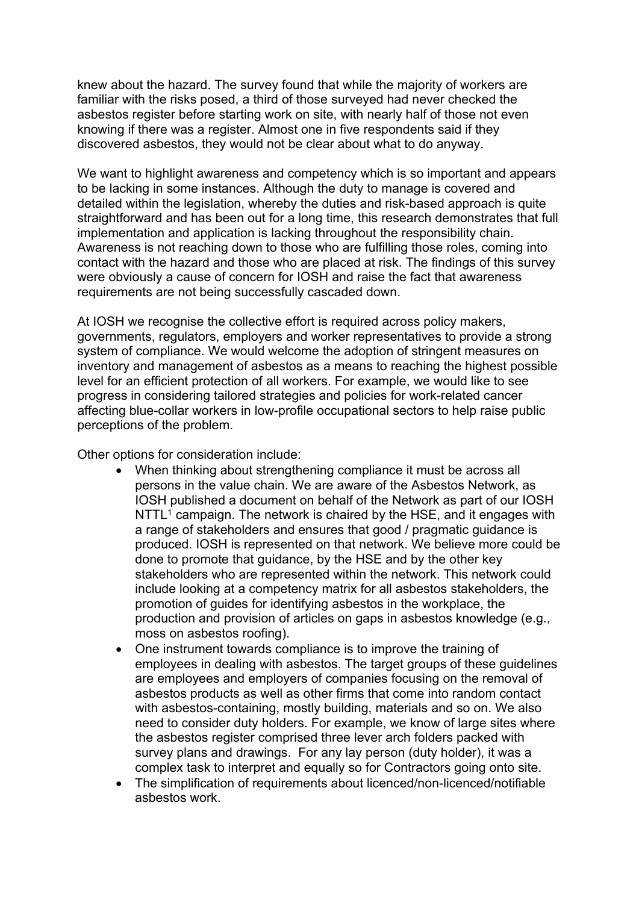knew about the hazard. The survey found that while the majority of workers are familiar with the risks posed, a third of those surveyed had never checked the asbestos register before starting work on site, with nearly half of those not even knowing if there was a register. Almost one in five respondents said if they discovered asbestos, they would not be clear about what to do anyway.

We want to highlight awareness and competency which is so important and appears to be lacking in some instances. Although the duty to manage is covered and detailed within the legislation, whereby the duties and risk-based approach is quite straightforward and has been out for a long time, this research demonstrates that full implementation and application is lacking throughout the responsibility chain. Awareness is not reaching down to those who are fulfilling those roles, coming into contact with the hazard and those who are placed at risk. The findings of this survey were obviously a cause of concern for IOSH and raise the fact that awareness requirements are not being successfully cascaded down.

At IOSH we recognise the collective effort is required across policy makers, governments, regulators, employers and worker representatives to provide a strong system of compliance. We would welcome the adoption of stringent measures on inventory and management of asbestos as a means to reaching the highest possible level for an efficient protection of all workers. For example, we would like to see progress in considering tailored strategies and policies for work-related cancer affecting blue-collar workers in low-profile occupational sectors to help raise public perceptions of the problem.

Other options for consideration include:

- When thinking about strengthening compliance it must be across all persons in the value chain. We are aware of the Asbestos Network, as IOSH published a document on behalf of the Network as part of our IOSH NTTL[1] campaign. The network is chaired by the HSE, and it engages with a range of stakeholders and ensures that good / pragmatic guidance is produced. IOSH is represented on that network. We believe more could be done to promote that guidance, by the HSE and by the other key stakeholders who are represented within the network. This network could include looking at a competency matrix for all asbestos stakeholders, the promotion of guides for identifying asbestos in the workplace, the production and provision of articles on gaps in asbestos knowledge (e.g., moss on asbestos roofing).
- One instrument towards compliance is to improve the training of employees in dealing with asbestos. The target groups of these guidelines are employees and employers of companies focusing on the removal of asbestos products as well as other firms that come into random contact with asbestos-containing, mostly building, materials and so on. We also need to consider duty holders. For example, we know of large sites where the asbestos register comprised three lever arch folders packed with survey plans and drawings. For any lay person (duty holder), it was a complex task to interpret and equally so for Contractors going onto site.
- The simplification of requirements about licenced/non-licenced/notifiable asbestos work.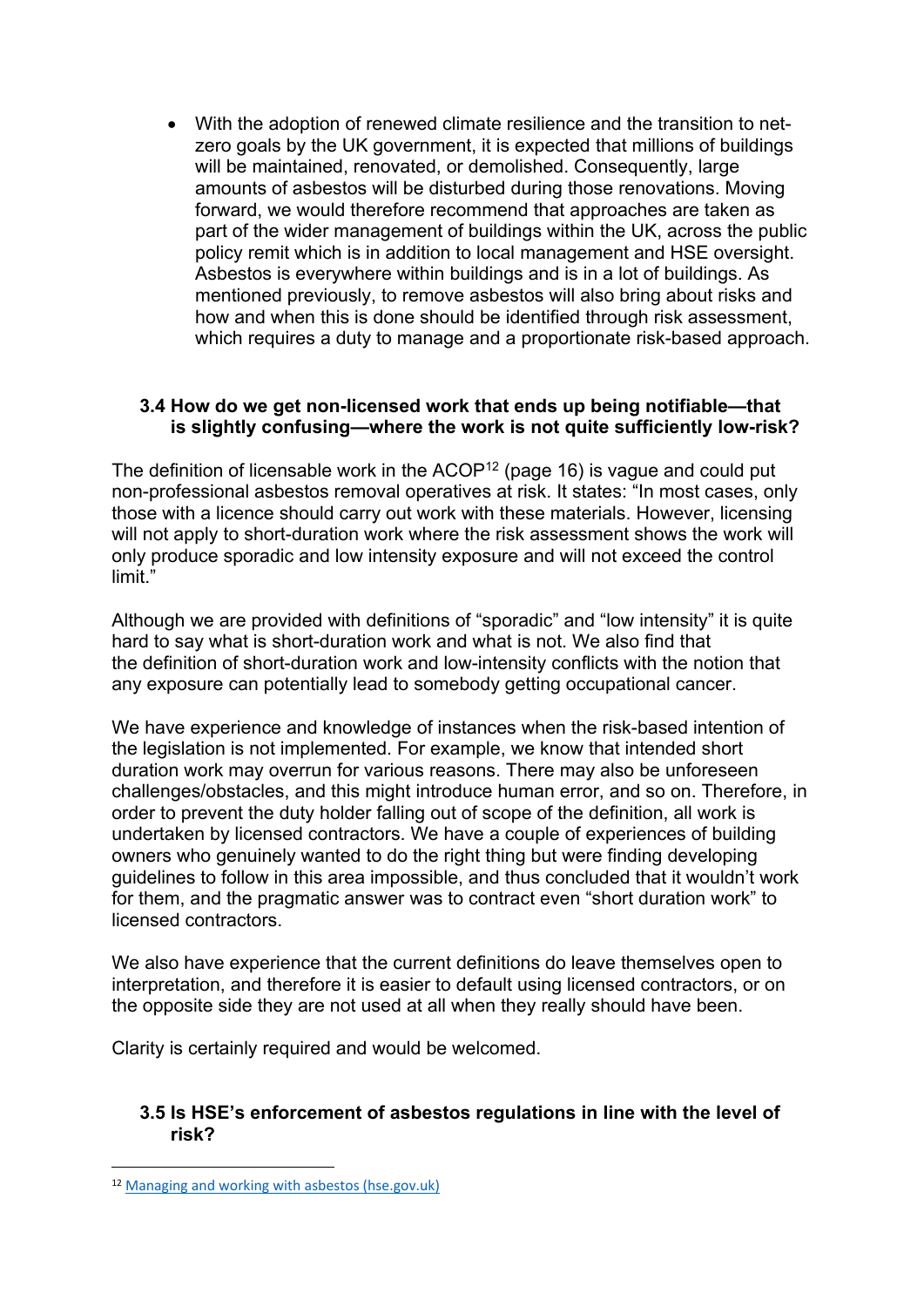- With the adoption of renewed climate resilience and the transition to net-zero goals by the UK government, it is expected that millions of buildings will be maintained, renovated, or demolished. Consequently, large amounts of asbestos will be disturbed during those renovations. Moving forward, we would therefore recommend that approaches are taken as part of the wider management of buildings within the UK, across the public policy remit which is in addition to local management and HSE oversight. Asbestos is everywhere within buildings and is in a lot of buildings. As mentioned previously, to remove asbestos will also bring about risks and how and when this is done should be identified through risk assessment, which requires a duty to manage and a proportionate risk-based approach.

### 3.4 How do we get non-licensed work that ends up being notifiable—that is slightly confusing—where the work is not quite sufficiently low-risk?

The definition of licensable work in the ACOP[12] (page 16) is vague and could put non-professional asbestos removal operatives at risk. It states: "In most cases, only those with a licence should carry out work with these materials. However, licensing will not apply to short-duration work where the risk assessment shows the work will only produce sporadic and low intensity exposure and will not exceed the control limit."

Although we are provided with definitions of "sporadic" and "low intensity" it is quite hard to say what is short-duration work and what is not. We also find that the definition of short-duration work and low-intensity conflicts with the notion that any exposure can potentially lead to somebody getting occupational cancer.

We have experience and knowledge of instances when the risk-based intention of the legislation is not implemented. For example, we know that intended short duration work may overrun for various reasons. There may also be unforeseen challenges/obstacles, and this might introduce human error, and so on. Therefore, in order to prevent the duty holder falling out of scope of the definition, all work is undertaken by licensed contractors. We have a couple of experiences of building owners who genuinely wanted to do the right thing but were finding developing guidelines to follow in this area impossible, and thus concluded that it wouldn't work for them, and the pragmatic answer was to contract even "short duration work" to licensed contractors.

We also have experience that the current definitions do leave themselves open to interpretation, and therefore it is easier to default using licensed contractors, or on the opposite side they are not used at all when they really should have been.

Clarity is certainly required and would be welcomed.

### 3.5 Is HSE's enforcement of asbestos regulations in line with the level of risk?

---

[12] Managing and working with asbestos (hse.gov.uk)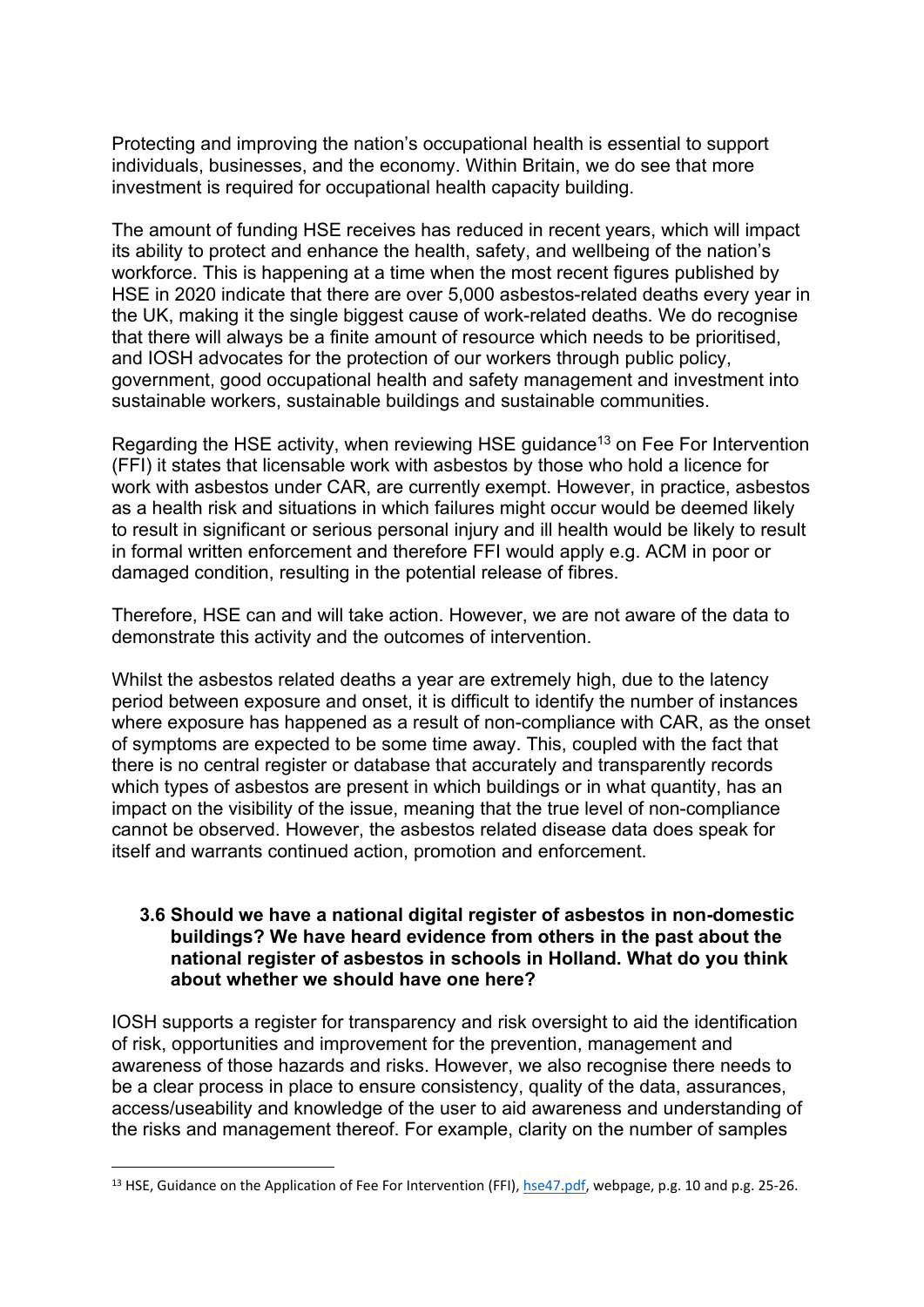Protecting and improving the nation's occupational health is essential to support individuals, businesses, and the economy. Within Britain, we do see that more investment is required for occupational health capacity building.

The amount of funding HSE receives has reduced in recent years, which will impact its ability to protect and enhance the health, safety, and wellbeing of the nation's workforce. This is happening at a time when the most recent figures published by HSE in 2020 indicate that there are over 5,000 asbestos-related deaths every year in the UK, making it the single biggest cause of work-related deaths. We do recognise that there will always be a finite amount of resource which needs to be prioritised, and IOSH advocates for the protection of our workers through public policy, government, good occupational health and safety management and investment into sustainable workers, sustainable buildings and sustainable communities.

Regarding the HSE activity, when reviewing HSE guidance[13] on Fee For Intervention (FFI) it states that licensable work with asbestos by those who hold a licence for work with asbestos under CAR, are currently exempt. However, in practice, asbestos as a health risk and situations in which failures might occur would be deemed likely to result in significant or serious personal injury and ill health would be likely to result in formal written enforcement and therefore FFI would apply e.g. ACM in poor or damaged condition, resulting in the potential release of fibres.

Therefore, HSE can and will take action. However, we are not aware of the data to demonstrate this activity and the outcomes of intervention.

Whilst the asbestos related deaths a year are extremely high, due to the latency period between exposure and onset, it is difficult to identify the number of instances where exposure has happened as a result of non-compliance with CAR, as the onset of symptoms are expected to be some time away. This, coupled with the fact that there is no central register or database that accurately and transparently records which types of asbestos are present in which buildings or in what quantity, has an impact on the visibility of the issue, meaning that the true level of non-compliance cannot be observed. However, the asbestos related disease data does speak for itself and warrants continued action, promotion and enforcement.

### 3.6 Should we have a national digital register of asbestos in non-domestic buildings? We have heard evidence from others in the past about the national register of asbestos in schools in Holland. What do you think about whether we should have one here?

IOSH supports a register for transparency and risk oversight to aid the identification of risk, opportunities and improvement for the prevention, management and awareness of those hazards and risks. However, we also recognise there needs to be a clear process in place to ensure consistency, quality of the data, assurances, access/useability and knowledge of the user to aid awareness and understanding of the risks and management thereof. For example, clarity on the number of samples

---

[13] HSE, Guidance on the Application of Fee For Intervention (FFI), hse47.pdf, webpage, p.g. 10 and p.g. 25-26.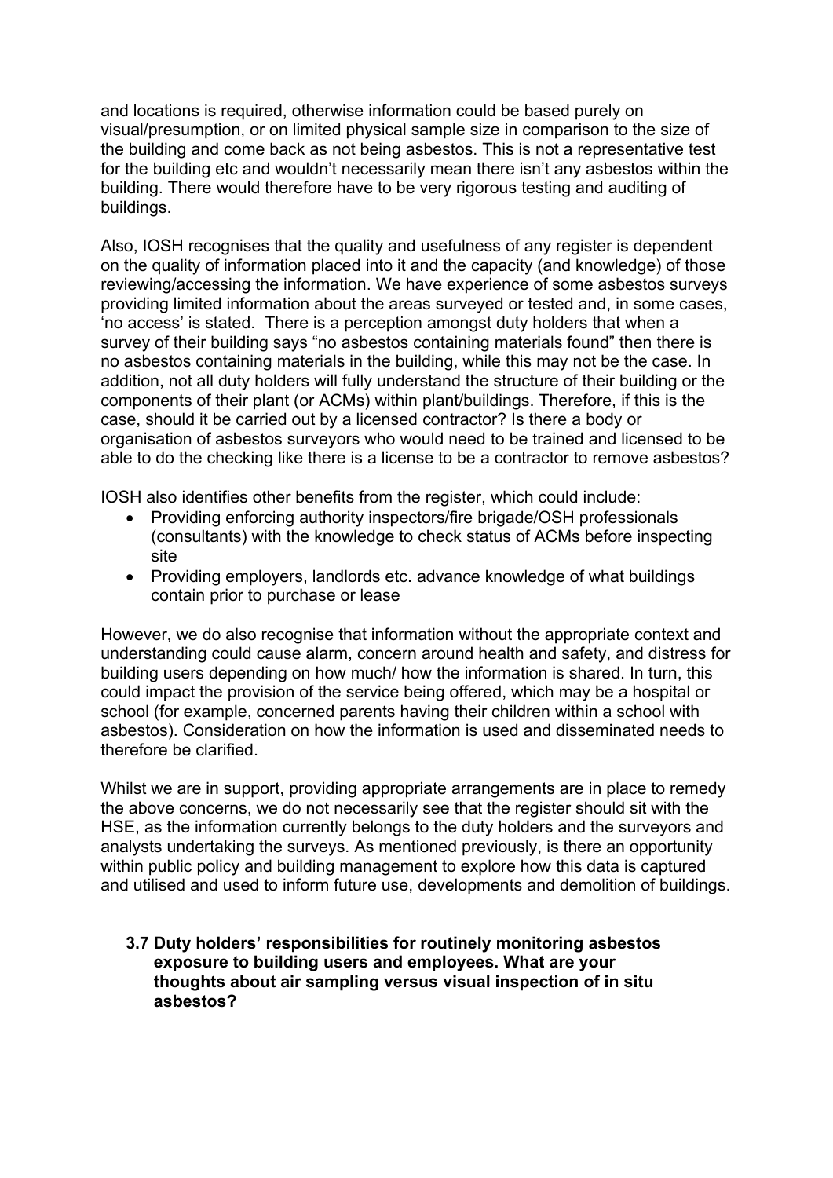and locations is required, otherwise information could be based purely on visual/presumption, or on limited physical sample size in comparison to the size of the building and come back as not being asbestos. This is not a representative test for the building etc and wouldn't necessarily mean there isn't any asbestos within the building. There would therefore have to be very rigorous testing and auditing of buildings.

Also, IOSH recognises that the quality and usefulness of any register is dependent on the quality of information placed into it and the capacity (and knowledge) of those reviewing/accessing the information. We have experience of some asbestos surveys providing limited information about the areas surveyed or tested and, in some cases, 'no access' is stated. There is a perception amongst duty holders that when a survey of their building says "no asbestos containing materials found" then there is no asbestos containing materials in the building, while this may not be the case. In addition, not all duty holders will fully understand the structure of their building or the components of their plant (or ACMs) within plant/buildings. Therefore, if this is the case, should it be carried out by a licensed contractor? Is there a body or organisation of asbestos surveyors who would need to be trained and licensed to be able to do the checking like there is a license to be a contractor to remove asbestos?

IOSH also identifies other benefits from the register, which could include:

- Providing enforcing authority inspectors/fire brigade/OSH professionals (consultants) with the knowledge to check status of ACMs before inspecting site
- Providing employers, landlords etc. advance knowledge of what buildings contain prior to purchase or lease

However, we do also recognise that information without the appropriate context and understanding could cause alarm, concern around health and safety, and distress for building users depending on how much/ how the information is shared. In turn, this could impact the provision of the service being offered, which may be a hospital or school (for example, concerned parents having their children within a school with asbestos). Consideration on how the information is used and disseminated needs to therefore be clarified.

Whilst we are in support, providing appropriate arrangements are in place to remedy the above concerns, we do not necessarily see that the register should sit with the HSE, as the information currently belongs to the duty holders and the surveyors and analysts undertaking the surveys. As mentioned previously, is there an opportunity within public policy and building management to explore how this data is captured and utilised and used to inform future use, developments and demolition of buildings.

**3.7 Duty holders' responsibilities for routinely monitoring asbestos exposure to building users and employees. What are your thoughts about air sampling versus visual inspection of in situ asbestos?**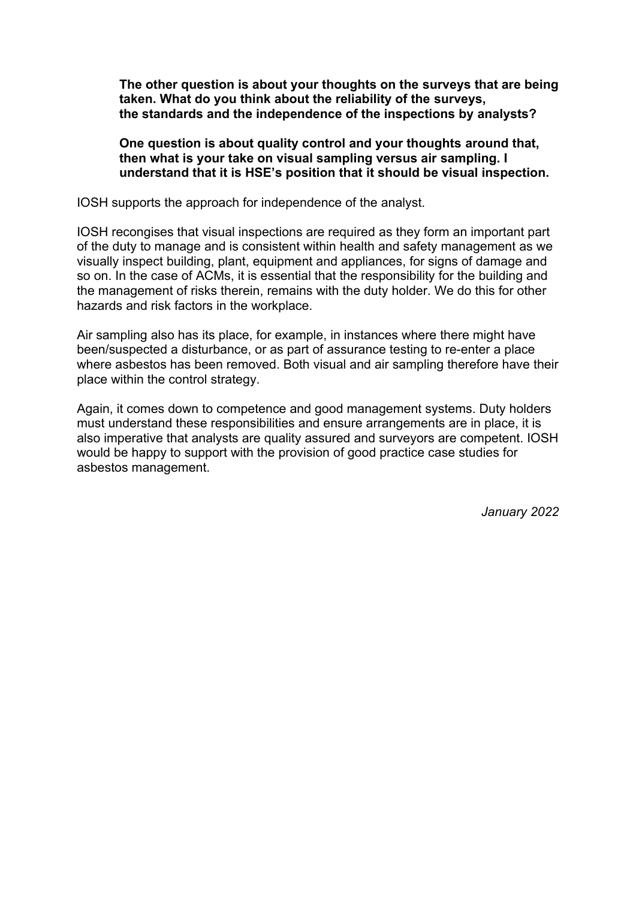**The other question is about your thoughts on the surveys that are being taken. What do you think about the reliability of the surveys, the standards and the independence of the inspections by analysts?**

**One question is about quality control and your thoughts around that, then what is your take on visual sampling versus air sampling. I understand that it is HSE's position that it should be visual inspection.**

IOSH supports the approach for independence of the analyst.

IOSH recongises that visual inspections are required as they form an important part of the duty to manage and is consistent within health and safety management as we visually inspect building, plant, equipment and appliances, for signs of damage and so on. In the case of ACMs, it is essential that the responsibility for the building and the management of risks therein, remains with the duty holder. We do this for other hazards and risk factors in the workplace.

Air sampling also has its place, for example, in instances where there might have been/suspected a disturbance, or as part of assurance testing to re-enter a place where asbestos has been removed. Both visual and air sampling therefore have their place within the control strategy.

Again, it comes down to competence and good management systems. Duty holders must understand these responsibilities and ensure arrangements are in place, it is also imperative that analysts are quality assured and surveyors are competent. IOSH would be happy to support with the provision of good practice case studies for asbestos management.

*January 2022*